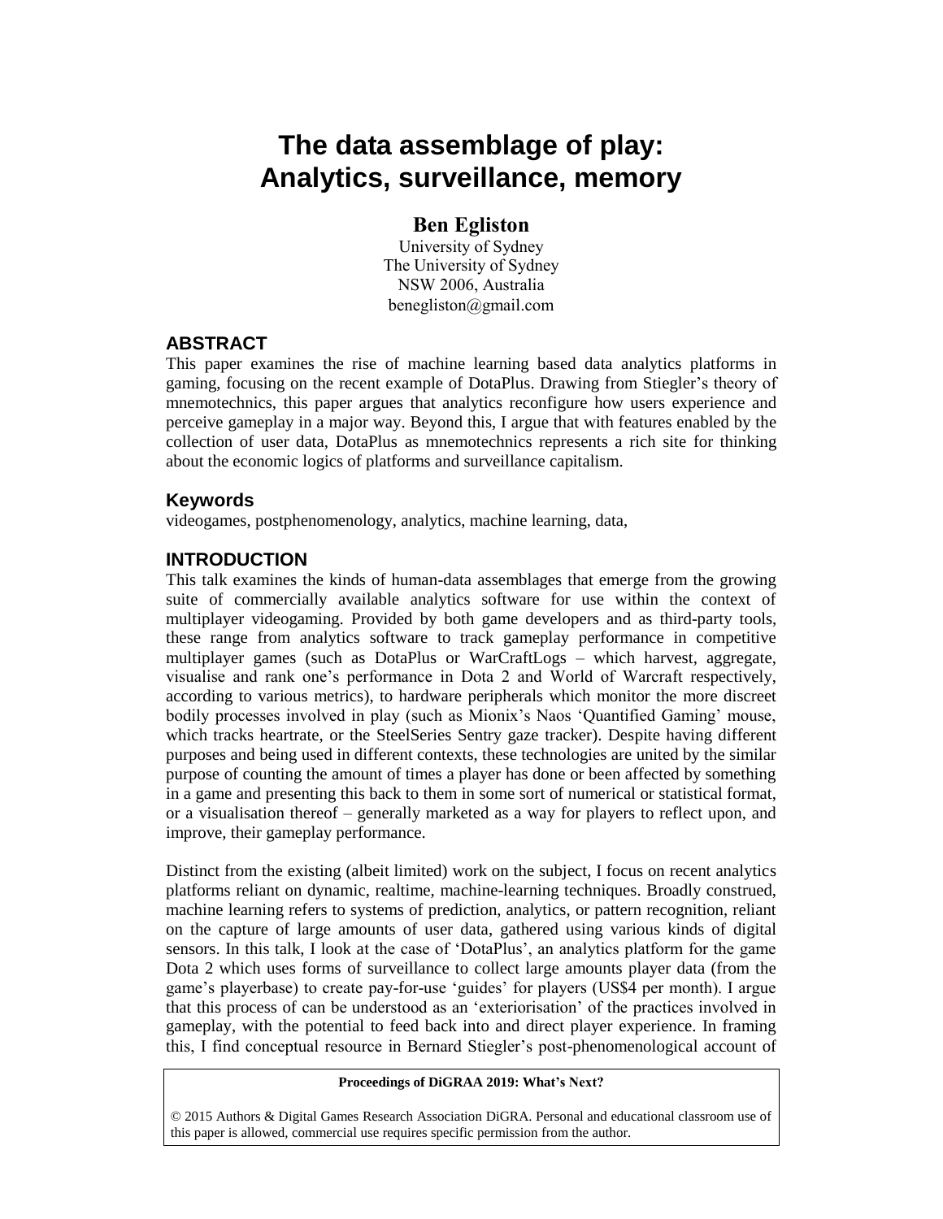# The data assemblage of play: Analytics, surveillance, memory

**Ben Egliston**
University of Sydney
The University of Sydney
NSW 2006, Australia
benegliston@gmail.com

## ABSTRACT

This paper examines the rise of machine learning based data analytics platforms in gaming, focusing on the recent example of DotaPlus. Drawing from Stiegler's theory of mnemotechnics, this paper argues that analytics reconfigure how users experience and perceive gameplay in a major way. Beyond this, I argue that with features enabled by the collection of user data, DotaPlus as mnemotechnics represents a rich site for thinking about the economic logics of platforms and surveillance capitalism.

### Keywords

videogames, postphenomenology, analytics, machine learning, data,

## INTRODUCTION

This talk examines the kinds of human-data assemblages that emerge from the growing suite of commercially available analytics software for use within the context of multiplayer videogaming. Provided by both game developers and as third-party tools, these range from analytics software to track gameplay performance in competitive multiplayer games (such as DotaPlus or WarCraftLogs – which harvest, aggregate, visualise and rank one's performance in Dota 2 and World of Warcraft respectively, according to various metrics), to hardware peripherals which monitor the more discreet bodily processes involved in play (such as Mionix's Naos 'Quantified Gaming' mouse, which tracks heartrate, or the SteelSeries Sentry gaze tracker). Despite having different purposes and being used in different contexts, these technologies are united by the similar purpose of counting the amount of times a player has done or been affected by something in a game and presenting this back to them in some sort of numerical or statistical format, or a visualisation thereof – generally marketed as a way for players to reflect upon, and improve, their gameplay performance.

Distinct from the existing (albeit limited) work on the subject, I focus on recent analytics platforms reliant on dynamic, realtime, machine-learning techniques. Broadly construed, machine learning refers to systems of prediction, analytics, or pattern recognition, reliant on the capture of large amounts of user data, gathered using various kinds of digital sensors. In this talk, I look at the case of 'DotaPlus', an analytics platform for the game Dota 2 which uses forms of surveillance to collect large amounts player data (from the game's playerbase) to create pay-for-use 'guides' for players (US$4 per month). I argue that this process of can be understood as an 'exteriorisation' of the practices involved in gameplay, with the potential to feed back into and direct player experience. In framing this, I find conceptual resource in Bernard Stiegler's post-phenomenological account of

**Proceedings of DiGRAA 2019: What's Next?**

© 2015 Authors & Digital Games Research Association DiGRA. Personal and educational classroom use of this paper is allowed, commercial use requires specific permission from the author.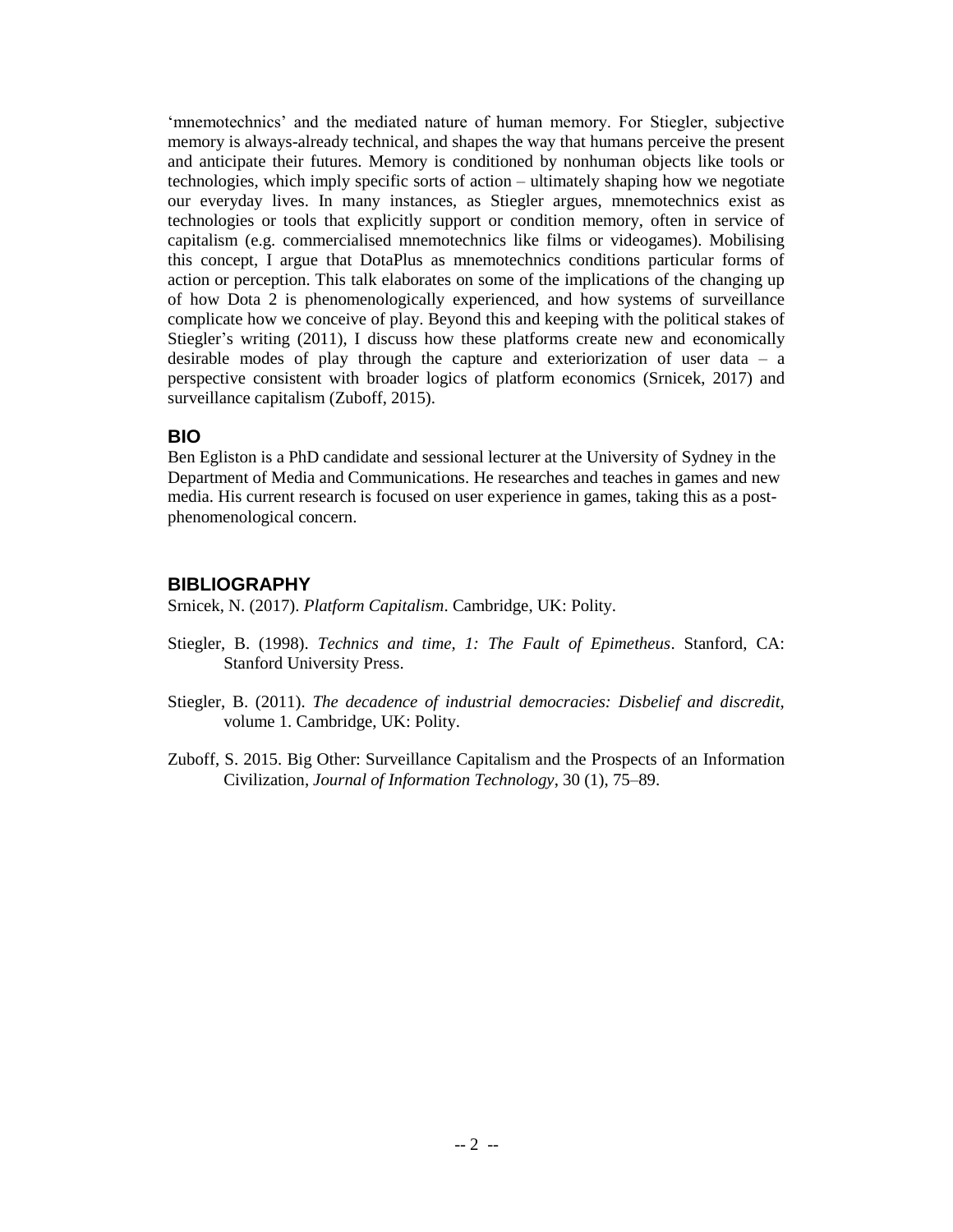'mnemotechnics' and the mediated nature of human memory. For Stiegler, subjective memory is always-already technical, and shapes the way that humans perceive the present and anticipate their futures. Memory is conditioned by nonhuman objects like tools or technologies, which imply specific sorts of action – ultimately shaping how we negotiate our everyday lives. In many instances, as Stiegler argues, mnemotechnics exist as technologies or tools that explicitly support or condition memory, often in service of capitalism (e.g. commercialised mnemotechnics like films or videogames). Mobilising this concept, I argue that DotaPlus as mnemotechnics conditions particular forms of action or perception. This talk elaborates on some of the implications of the changing up of how Dota 2 is phenomenologically experienced, and how systems of surveillance complicate how we conceive of play. Beyond this and keeping with the political stakes of Stiegler's writing (2011), I discuss how these platforms create new and economically desirable modes of play through the capture and exteriorization of user data – a perspective consistent with broader logics of platform economics (Srnicek, 2017) and surveillance capitalism (Zuboff, 2015).

## BIO

Ben Egliston is a PhD candidate and sessional lecturer at the University of Sydney in the Department of Media and Communications. He researches and teaches in games and new media. His current research is focused on user experience in games, taking this as a post-phenomenological concern.

## BIBLIOGRAPHY

Srnicek, N. (2017). *Platform Capitalism*. Cambridge, UK: Polity.

Stiegler, B. (1998). *Technics and time, 1: The Fault of Epimetheus*. Stanford, CA: Stanford University Press.

Stiegler, B. (2011). *The decadence of industrial democracies: Disbelief and discredit*, volume 1. Cambridge, UK: Polity.

Zuboff, S. 2015. Big Other: Surveillance Capitalism and the Prospects of an Information Civilization, *Journal of Information Technology*, 30 (1), 75–89.